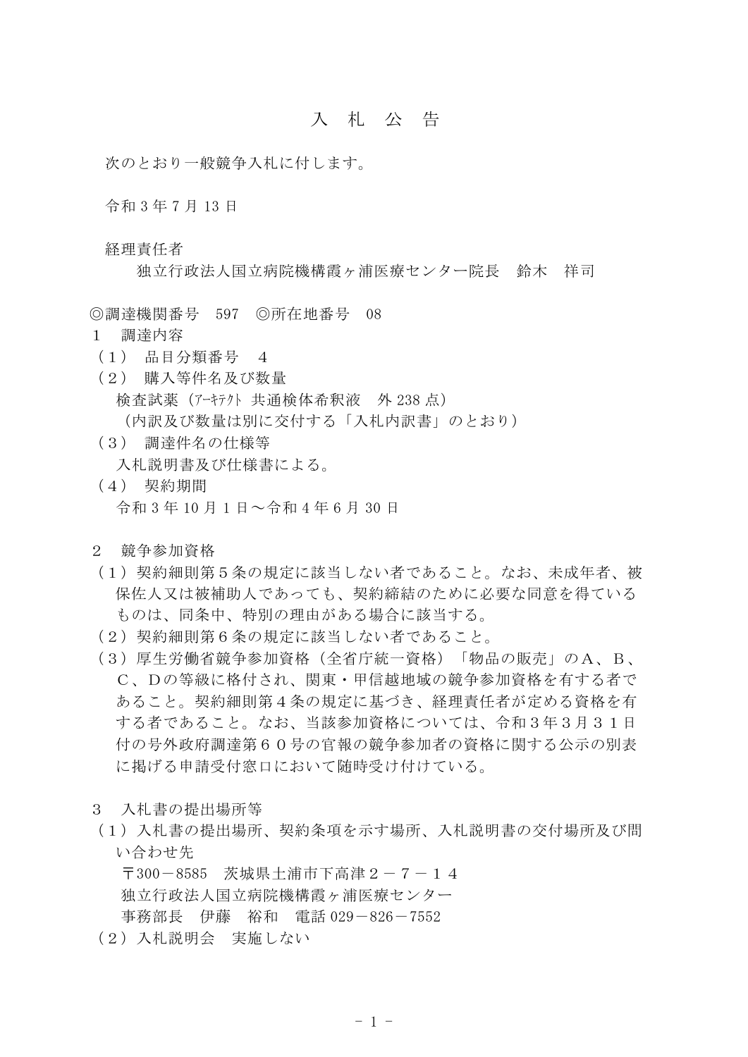# 入　札　公　告

次のとおり一般競争入札に付します。

令和 3 年 7 月 13 日

経理責任者
　　独立行政法人国立病院機構霞ヶ浦医療センター院長　鈴木　祥司

◎調達機関番号　597　◎所在地番号　08

1　調達内容

（1）　品目分類番号　4

（2）　購入等件名及び数量
　検査試薬（ｱｰｷﾃｸﾄ 共通検体希釈液　外 238 点）
　（内訳及び数量は別に交付する「入札内訳書」のとおり）

（3）　調達件名の仕様等
　入札説明書及び仕様書による。

（4）　契約期間
　令和 3 年 10 月 1 日～令和 4 年 6 月 30 日

2　競争参加資格

（1）契約細則第５条の規定に該当しない者であること。なお、未成年者、被保佐人又は被補助人であっても、契約締結のために必要な同意を得ているものは、同条中、特別の理由がある場合に該当する。

（2）契約細則第６条の規定に該当しない者であること。

（3）厚生労働省競争参加資格（全省庁統一資格）「物品の販売」のＡ、Ｂ、Ｃ、Ｄの等級に格付され、関東・甲信越地域の競争参加資格を有する者であること。契約細則第４条の規定に基づき、経理責任者が定める資格を有する者であること。なお、当該参加資格については、令和３年３月３１日付の号外政府調達第６０号の官報の競争参加者の資格に関する公示の別表に掲げる申請受付窓口において随時受け付けている。

3　入札書の提出場所等

（1）入札書の提出場所、契約条項を示す場所、入札説明書の交付場所及び問い合わせ先
　〒300－8585　茨城県土浦市下高津２－７－１４
　独立行政法人国立病院機構霞ヶ浦医療センター
　事務部長　伊藤　裕和　電話 029－826－7552

（2）入札説明会　実施しない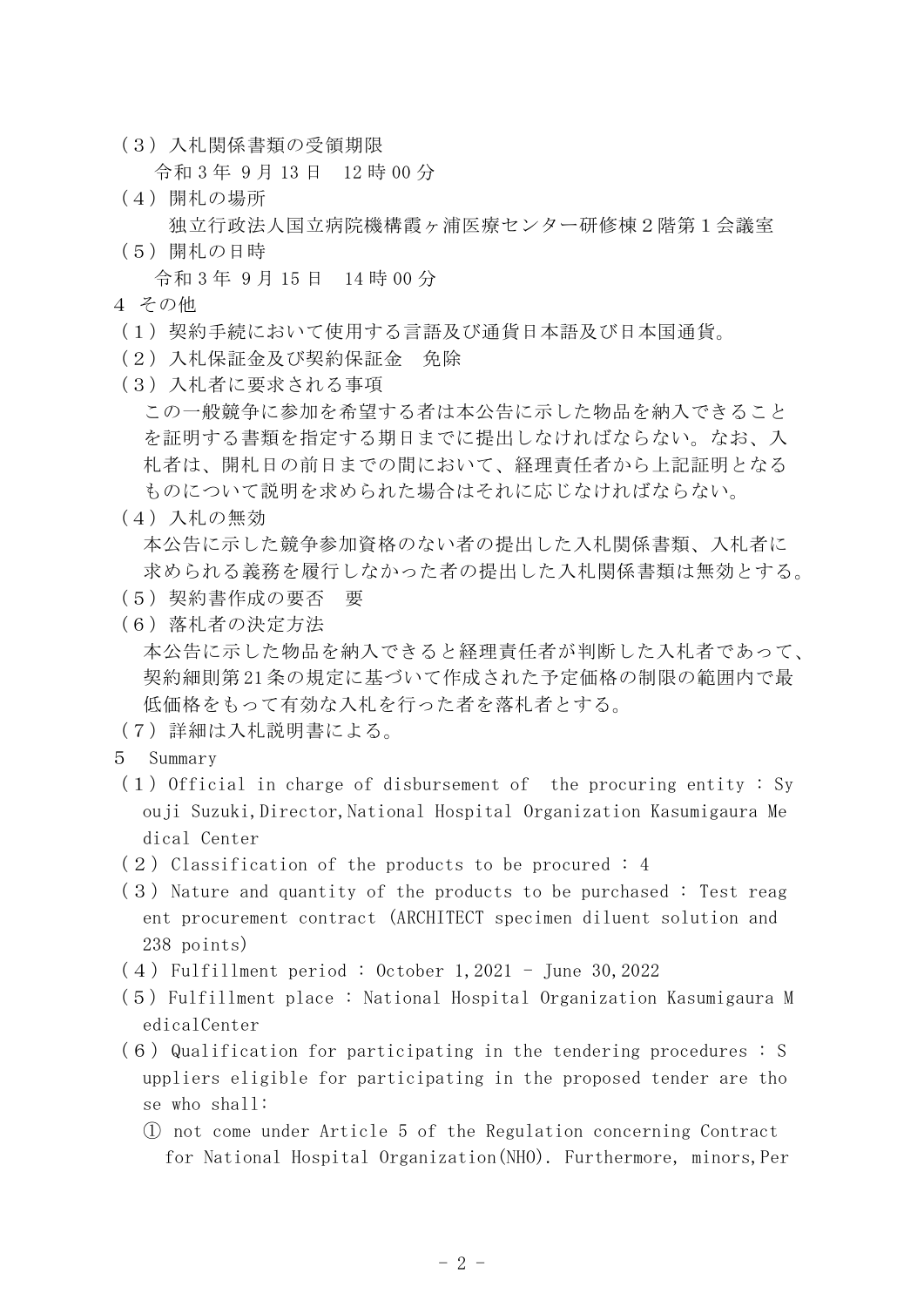（3）入札関係書類の受領期限

令和３年 ９月 13 日　12 時 00 分

（4）開札の場所

独立行政法人国立病院機構霞ヶ浦医療センター研修棟２階第１会議室

（5）開札の日時

令和３年 ９月 15 日　14 時 00 分

4 その他

（1）契約手続において使用する言語及び通貨日本語及び日本国通貨。

（2）入札保証金及び契約保証金　免除

（3）入札者に要求される事項

この一般競争に参加を希望する者は本公告に示した物品を納入できることを証明する書類を指定する期日までに提出しなければならない。なお、入札者は、開札日の前日までの間において、経理責任者から上記証明となるものについて説明を求められた場合はそれに応じなければならない。

（4）入札の無効

本公告に示した競争参加資格のない者の提出した入札関係書類、入札者に求められる義務を履行しなかった者の提出した入札関係書類は無効とする。

（5）契約書作成の要否　要

（6）落札者の決定方法

本公告に示した物品を納入できると経理責任者が判断した入札者であって、契約細則第21条の規定に基づいて作成された予定価格の制限の範囲内で最低価格をもって有効な入札を行った者を落札者とする。

（7）詳細は入札説明書による。

5　Summary

（1）Official in charge of disbursement of　the procuring entity : Syouji Suzuki,Director,National Hospital Organization Kasumigaura Medical Center

（2）Classification of the products to be procured : 4

（3）Nature and quantity of the products to be purchased : Test reagent procurement contract (ARCHITECT specimen diluent solution and 238 points)

（4）Fulfillment period : October 1,2021 - June 30,2022

（5）Fulfillment place : National Hospital Organization Kasumigaura MedicalCenter

（6）Qualification for participating in the tendering procedures : Suppliers eligible for participating in the proposed tender are those who shall:

① not come under Article 5 of the Regulation concerning Contract for National Hospital Organization(NHO). Furthermore, minors,Per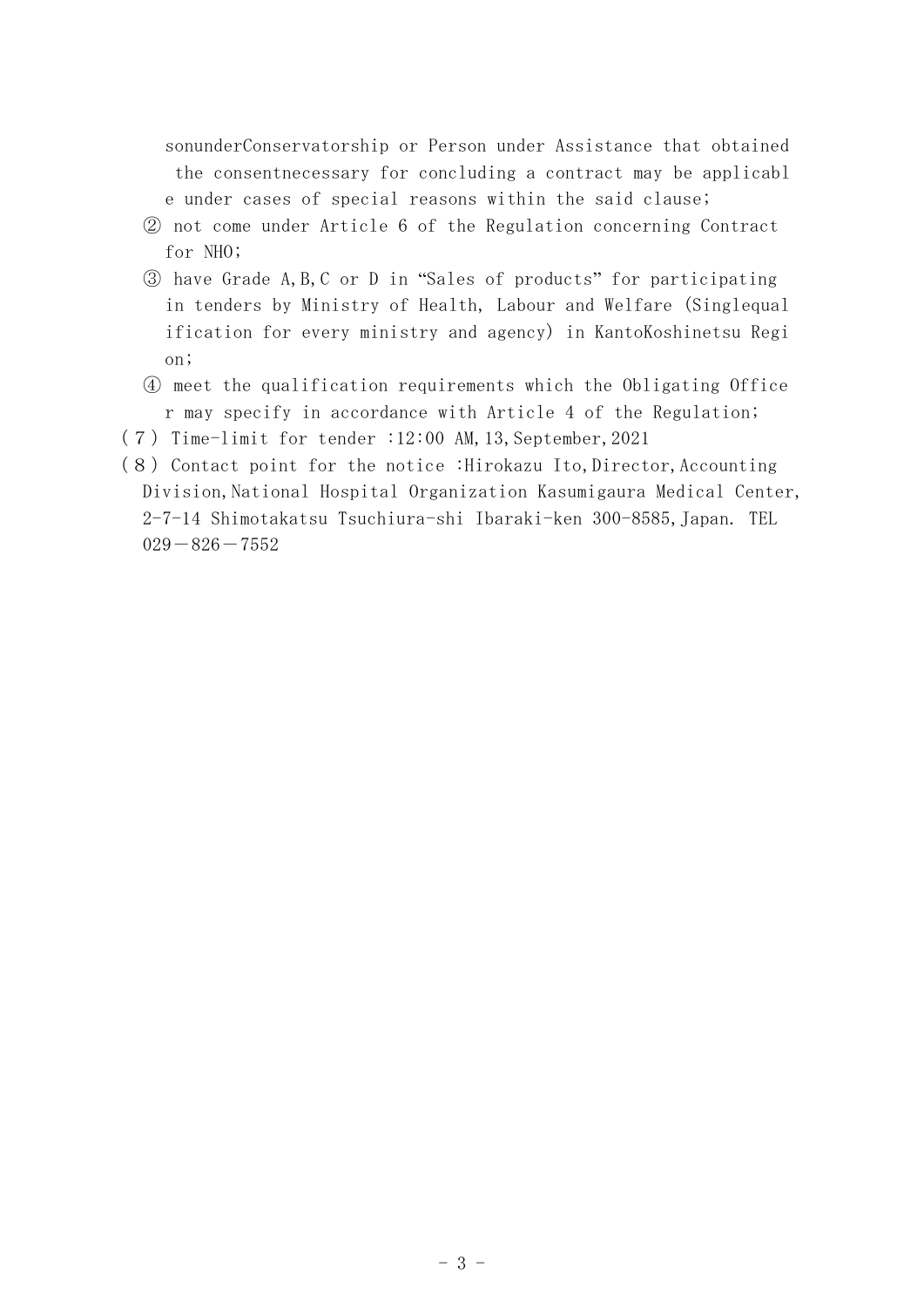sonunderConservatorship or Person under Assistance that obtained the consentnecessary for concluding a contract may be applicable under cases of special reasons within the said clause;

② not come under Article 6 of the Regulation concerning Contract for NHO;

③ have Grade A,B,C or D in "Sales of products" for participating in tenders by Ministry of Health, Labour and Welfare (Singlequalification for every ministry and agency) in KantoKoshinetsu Region;

④ meet the qualification requirements which the Obligating Officer may specify in accordance with Article 4 of the Regulation;

(７) Time-limit for tender :12:00 AM,13,September,2021

(８) Contact point for the notice :Hirokazu Ito,Director,Accounting Division,National Hospital Organization Kasumigaura Medical Center, 2-7-14 Shimotakatsu Tsuchiura-shi Ibaraki-ken 300-8585,Japan. TEL 029－826－7552